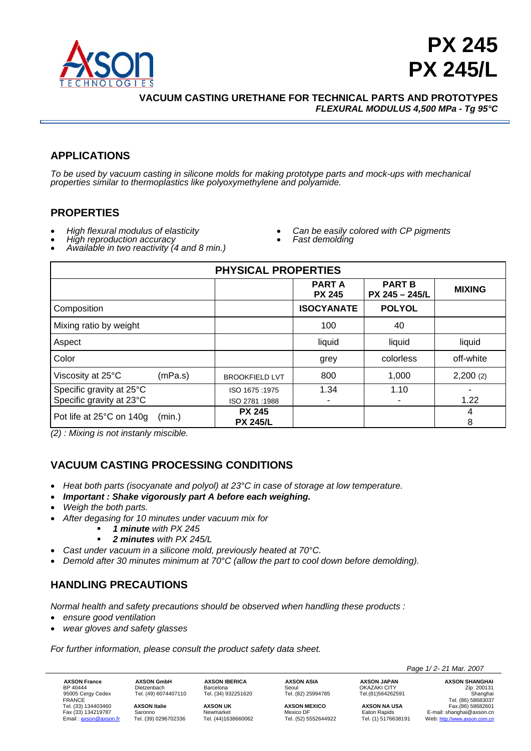# PX 245
# PX 245/L

**VACUUM CASTING URETHANE FOR TECHNICAL PARTS AND PROTOTYPES**

***FLEXURAL MODULUS 4,500 MPa - Tg 95°C***

## APPLICATIONS

*To be used by vacuum casting in silicone molds for making prototype parts and mock-ups with mechanical properties similar to thermoplastics like polyoxymethylene and polyamide.*

## PROPERTIES

- *High flexural modulus of elasticity*
- *High reproduction accuracy*
- *Available in two reactivity (4 and 8 min.)*
- *Can be easily colored with CP pigments*
- *Fast demolding*

| PHYSICAL PROPERTIES | | | | |
|---|---|---|---|---|
| | | **PART A PX 245** | **PART B PX 245 – 245/L** | **MIXING** |
| Composition | | **ISOCYANATE** | **POLYOL** | |
| Mixing ratio by weight | | 100 | 40 | |
| Aspect | | liquid | liquid | liquid |
| Color | | grey | colorless | off-white |
| Viscosity at 25°C (mPa.s) | BROOKFIELD LVT | 800 | 1,000 | 2,200 (2) |
| Specific gravity at 25°C<br>Specific gravity at 23°C | ISO 1675 :1975<br>ISO 2781 :1988 | 1.34<br>- | 1.10<br>- | -<br>1.22 |
| Pot life at 25°C on 140g (min.) | **PX 245**<br>**PX 245/L** | | | 4<br>8 |

*(2) : Mixing is not instanly miscible.*

## VACUUM CASTING PROCESSING CONDITIONS

- *Heat both parts (isocyanate and polyol) at 23°C in case of storage at low temperature.*
- ***Important : Shake vigorously part A before each weighing.***
- *Weigh the both parts.*
- *After degasing for 10 minutes under vacuum mix for*
  - ***1 minute** with PX 245*
  - ***2 minutes** with PX 245/L*
- *Cast under vacuum in a silicone mold, previously heated at 70°C.*
- *Demold after 30 minutes minimum at 70°C (allow the part to cool down before demolding).*

## HANDLING PRECAUTIONS

*Normal health and safety precautions should be observed when handling these products :*

- *ensure good ventilation*
- *wear gloves and safety glasses*

*For further information, please consult the product safety data sheet.*

*21 Mar. 2007*

**AXSON France** BP 40444, 95005 Cergy Cedex, FRANCE, Tel. (33) 134403460, Fax (33) 134219787, Email : axson@axson.fr

**AXSON GmbH** Dietzenbach, Tel. (49) 6074407110

**AXSON Italie** Saronno, Tel. (39) 0296702336

**AXSON IBERICA** Barcelona, Tel. (34) 932251620

**AXSON UK** Newmarket, Tel. (44)1638660062

**AXSON ASIA** Seoul, Tel. (82) 25994785

**AXSON MEXICO** Mexico DF, Tel. (52) 5552644922

**AXSON JAPAN** OKAZAKI CITY, Tel.(81)564262591

**AXSON NA USA** Eaton Rapids, Tel. (1) 5176638191

**AXSON SHANGHAI** Zip: 200131, Shanghai, Tel. (86) 58683037, Fax.(86) 58682601, E-mail: shanghai@axson.cn, Web: http://www.axson.com.cn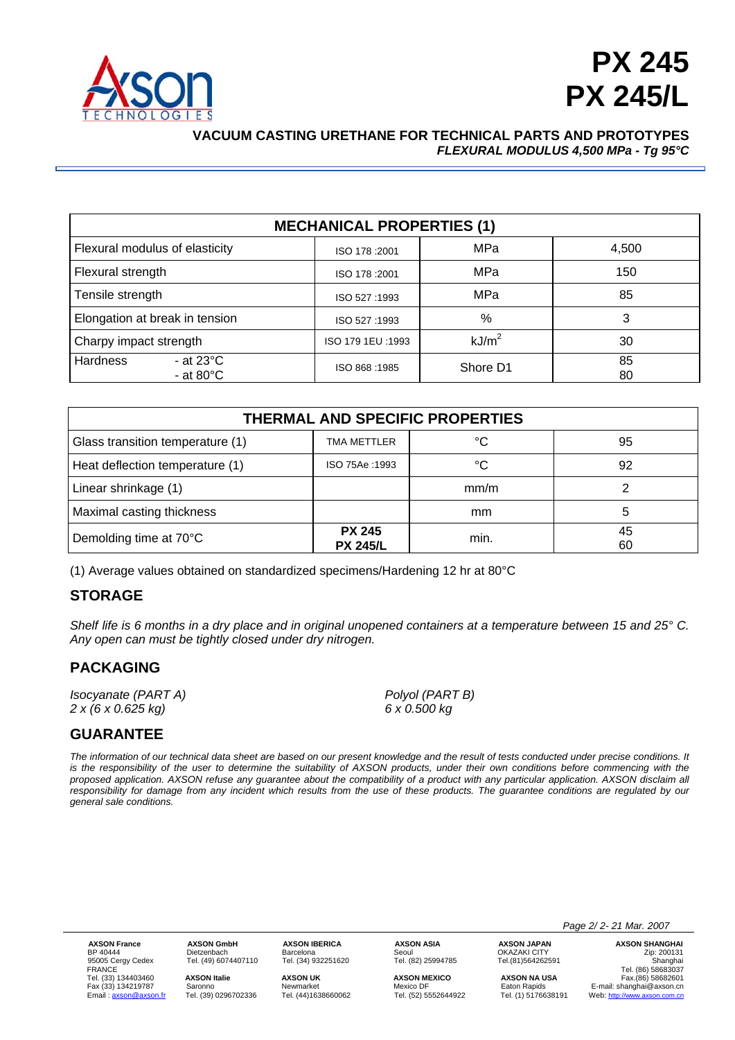# PX 245
# PX 245/L

**VACUUM CASTING URETHANE FOR TECHNICAL PARTS AND PROTOTYPES**

***FLEXURAL MODULUS 4,500 MPa - Tg 95°C***

| MECHANICAL PROPERTIES (1) | | | |
|---|---|---|---|
| Flexural modulus of elasticity | ISO 178 :2001 | MPa | 4,500 |
| Flexural strength | ISO 178 :2001 | MPa | 150 |
| Tensile strength | ISO 527 :1993 | MPa | 85 |
| Elongation at break in tension | ISO 527 :1993 | % | 3 |
| Charpy impact strength | ISO 179 1EU :1993 | $kJ/m^2$ | 30 |
| Hardness - at 23°C<br>- at 80°C | ISO 868 :1985 | Shore D1 | 85<br>80 |

| THERMAL AND SPECIFIC PROPERTIES | | | |
|---|---|---|---|
| Glass transition temperature (1) | TMA METTLER | °C | 95 |
| Heat deflection temperature (1) | ISO 75Ae :1993 | °C | 92 |
| Linear shrinkage (1) | | mm/m | 2 |
| Maximal casting thickness | | mm | 5 |
| Demolding time at 70°C | **PX 245**<br>**PX 245/L** | min. | 45<br>60 |

(1) Average values obtained on standardized specimens/Hardening 12 hr at 80°C

## STORAGE

*Shelf life is 6 months in a dry place and in original unopened containers at a temperature between 15 and 25° C. Any open can must be tightly closed under dry nitrogen.*

## PACKAGING

*Isocyanate (PART A)*
*2 x (6 x 0.625 kg)*

*Polyol (PART B)*
*6 x 0.500 kg*

## GUARANTEE

*The information of our technical data sheet are based on our present knowledge and the result of tests conducted under precise conditions. It is the responsibility of the user to determine the suitability of AXSON products, under their own conditions before commencing with the proposed application. AXSON refuse any guarantee about the compatibility of a product with any particular application. AXSON disclaim all responsibility for damage from any incident which results from the use of these products. The guarantee conditions are regulated by our general sale conditions.*

**AXSON France**
BP 40444
95005 Cergy Cedex
FRANCE
Tel. (33) 134403460
Fax (33) 134219787
Email : axson@axson.fr

**AXSON GmbH**
Dietzenbach
Tel. (49) 6074407110

**AXSON Italie**
Saronno
Tel. (39) 0296702336

**AXSON IBERICA**
Barcelona
Tel. (34) 932251620

**AXSON UK**
Newmarket
Tel. (44)1638660062

**AXSON ASIA**
Seoul
Tel. (82) 25994785

**AXSON MEXICO**
Mexico DF
Tel. (52) 5552644922

**AXSON JAPAN**
OKAZAKI CITY
Tel.(81)564262591

**AXSON NA USA**
Eaton Rapids
Tel. (1) 5176638191

**AXSON SHANGHAI**
Zip: 200131
Shanghai
Tel. (86) 58683037
Fax.(86) 58682601
E-mail: shanghai@axson.cn
Web: http://www.axson.com.cn